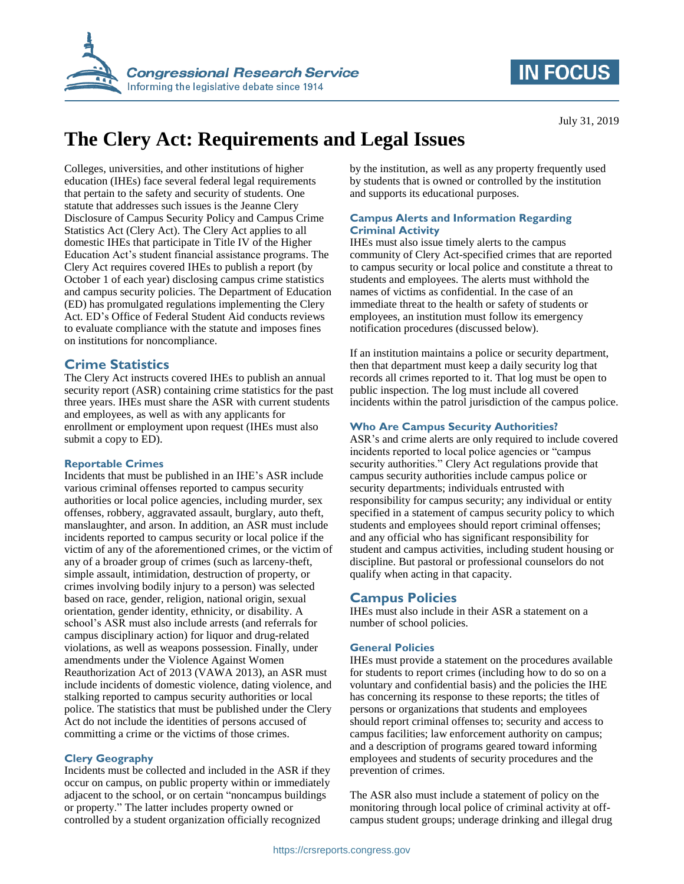July 31, 2019

# The Clery Act: Requirements and Legal Issues

Colleges, universities, and other institutions of higher education (IHEs) face several federal legal requirements that pertain to the safety and security of students. One statute that addresses such issues is the Jeanne Clery Disclosure of Campus Security Policy and Campus Crime Statistics Act (Clery Act). The Clery Act applies to all domestic IHEs that participate in Title IV of the Higher Education Act's student financial assistance programs. The Clery Act requires covered IHEs to publish a report (by October 1 of each year) disclosing campus crime statistics and campus security policies. The Department of Education (ED) has promulgated regulations implementing the Clery Act. ED's Office of Federal Student Aid conducts reviews to evaluate compliance with the statute and imposes fines on institutions for noncompliance.

## Crime Statistics

The Clery Act instructs covered IHEs to publish an annual security report (ASR) containing crime statistics for the past three years. IHEs must share the ASR with current students and employees, as well as with any applicants for enrollment or employment upon request (IHEs must also submit a copy to ED).

### Reportable Crimes

Incidents that must be published in an IHE's ASR include various criminal offenses reported to campus security authorities or local police agencies, including murder, sex offenses, robbery, aggravated assault, burglary, auto theft, manslaughter, and arson. In addition, an ASR must include incidents reported to campus security or local police if the victim of any of the aforementioned crimes, or the victim of any of a broader group of crimes (such as larceny-theft, simple assault, intimidation, destruction of property, or crimes involving bodily injury to a person) was selected based on race, gender, religion, national origin, sexual orientation, gender identity, ethnicity, or disability. A school's ASR must also include arrests (and referrals for campus disciplinary action) for liquor and drug-related violations, as well as weapons possession. Finally, under amendments under the Violence Against Women Reauthorization Act of 2013 (VAWA 2013), an ASR must include incidents of domestic violence, dating violence, and stalking reported to campus security authorities or local police. The statistics that must be published under the Clery Act do not include the identities of persons accused of committing a crime or the victims of those crimes.

### Clery Geography

Incidents must be collected and included in the ASR if they occur on campus, on public property within or immediately adjacent to the school, or on certain "noncampus buildings or property." The latter includes property owned or controlled by a student organization officially recognized by the institution, as well as any property frequently used by students that is owned or controlled by the institution and supports its educational purposes.

### Campus Alerts and Information Regarding Criminal Activity

IHEs must also issue timely alerts to the campus community of Clery Act-specified crimes that are reported to campus security or local police and constitute a threat to students and employees. The alerts must withhold the names of victims as confidential. In the case of an immediate threat to the health or safety of students or employees, an institution must follow its emergency notification procedures (discussed below).

If an institution maintains a police or security department, then that department must keep a daily security log that records all crimes reported to it. That log must be open to public inspection. The log must include all covered incidents within the patrol jurisdiction of the campus police.

### Who Are Campus Security Authorities?

ASR's and crime alerts are only required to include covered incidents reported to local police agencies or "campus security authorities." Clery Act regulations provide that campus security authorities include campus police or security departments; individuals entrusted with responsibility for campus security; any individual or entity specified in a statement of campus security policy to which students and employees should report criminal offenses; and any official who has significant responsibility for student and campus activities, including student housing or discipline. But pastoral or professional counselors do not qualify when acting in that capacity.

## Campus Policies

IHEs must also include in their ASR a statement on a number of school policies.

### General Policies

IHEs must provide a statement on the procedures available for students to report crimes (including how to do so on a voluntary and confidential basis) and the policies the IHE has concerning its response to these reports; the titles of persons or organizations that students and employees should report criminal offenses to; security and access to campus facilities; law enforcement authority on campus; and a description of programs geared toward informing employees and students of security procedures and the prevention of crimes.

The ASR also must include a statement of policy on the monitoring through local police of criminal activity at off-campus student groups; underage drinking and illegal drug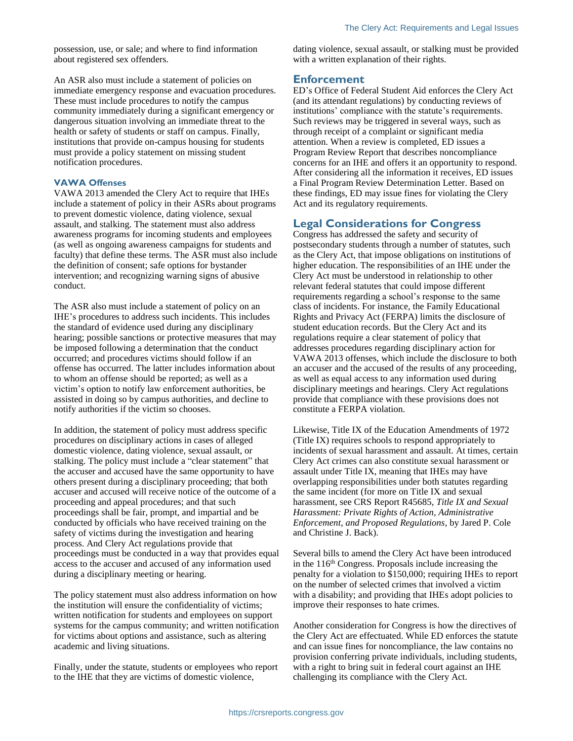possession, use, or sale; and where to find information about registered sex offenders.

An ASR also must include a statement of policies on immediate emergency response and evacuation procedures. These must include procedures to notify the campus community immediately during a significant emergency or dangerous situation involving an immediate threat to the health or safety of students or staff on campus. Finally, institutions that provide on-campus housing for students must provide a policy statement on missing student notification procedures.

### VAWA Offenses

VAWA 2013 amended the Clery Act to require that IHEs include a statement of policy in their ASRs about programs to prevent domestic violence, dating violence, sexual assault, and stalking. The statement must also address awareness programs for incoming students and employees (as well as ongoing awareness campaigns for students and faculty) that define these terms. The ASR must also include the definition of consent; safe options for bystander intervention; and recognizing warning signs of abusive conduct.

The ASR also must include a statement of policy on an IHE's procedures to address such incidents. This includes the standard of evidence used during any disciplinary hearing; possible sanctions or protective measures that may be imposed following a determination that the conduct occurred; and procedures victims should follow if an offense has occurred. The latter includes information about to whom an offense should be reported; as well as a victim's option to notify law enforcement authorities, be assisted in doing so by campus authorities, and decline to notify authorities if the victim so chooses.

In addition, the statement of policy must address specific procedures on disciplinary actions in cases of alleged domestic violence, dating violence, sexual assault, or stalking. The policy must include a "clear statement" that the accuser and accused have the same opportunity to have others present during a disciplinary proceeding; that both accuser and accused will receive notice of the outcome of a proceeding and appeal procedures; and that such proceedings shall be fair, prompt, and impartial and be conducted by officials who have received training on the safety of victims during the investigation and hearing process. And Clery Act regulations provide that proceedings must be conducted in a way that provides equal access to the accuser and accused of any information used during a disciplinary meeting or hearing.

The policy statement must also address information on how the institution will ensure the confidentiality of victims; written notification for students and employees on support systems for the campus community; and written notification for victims about options and assistance, such as altering academic and living situations.

Finally, under the statute, students or employees who report to the IHE that they are victims of domestic violence, dating violence, sexual assault, or stalking must be provided with a written explanation of their rights.

## Enforcement

ED's Office of Federal Student Aid enforces the Clery Act (and its attendant regulations) by conducting reviews of institutions' compliance with the statute's requirements. Such reviews may be triggered in several ways, such as through receipt of a complaint or significant media attention. When a review is completed, ED issues a Program Review Report that describes noncompliance concerns for an IHE and offers it an opportunity to respond. After considering all the information it receives, ED issues a Final Program Review Determination Letter. Based on these findings, ED may issue fines for violating the Clery Act and its regulatory requirements.

## Legal Considerations for Congress

Congress has addressed the safety and security of postsecondary students through a number of statutes, such as the Clery Act, that impose obligations on institutions of higher education. The responsibilities of an IHE under the Clery Act must be understood in relationship to other relevant federal statutes that could impose different requirements regarding a school's response to the same class of incidents. For instance, the Family Educational Rights and Privacy Act (FERPA) limits the disclosure of student education records. But the Clery Act and its regulations require a clear statement of policy that addresses procedures regarding disciplinary action for VAWA 2013 offenses, which include the disclosure to both an accuser and the accused of the results of any proceeding, as well as equal access to any information used during disciplinary meetings and hearings. Clery Act regulations provide that compliance with these provisions does not constitute a FERPA violation.

Likewise, Title IX of the Education Amendments of 1972 (Title IX) requires schools to respond appropriately to incidents of sexual harassment and assault. At times, certain Clery Act crimes can also constitute sexual harassment or assault under Title IX, meaning that IHEs may have overlapping responsibilities under both statutes regarding the same incident (for more on Title IX and sexual harassment, see CRS Report R45685, *Title IX and Sexual Harassment: Private Rights of Action, Administrative Enforcement, and Proposed Regulations*, by Jared P. Cole and Christine J. Back).

Several bills to amend the Clery Act have been introduced in the 116th Congress. Proposals include increasing the penalty for a violation to $150,000; requiring IHEs to report on the number of selected crimes that involved a victim with a disability; and providing that IHEs adopt policies to improve their responses to hate crimes.

Another consideration for Congress is how the directives of the Clery Act are effectuated. While ED enforces the statute and can issue fines for noncompliance, the law contains no provision conferring private individuals, including students, with a right to bring suit in federal court against an IHE challenging its compliance with the Clery Act.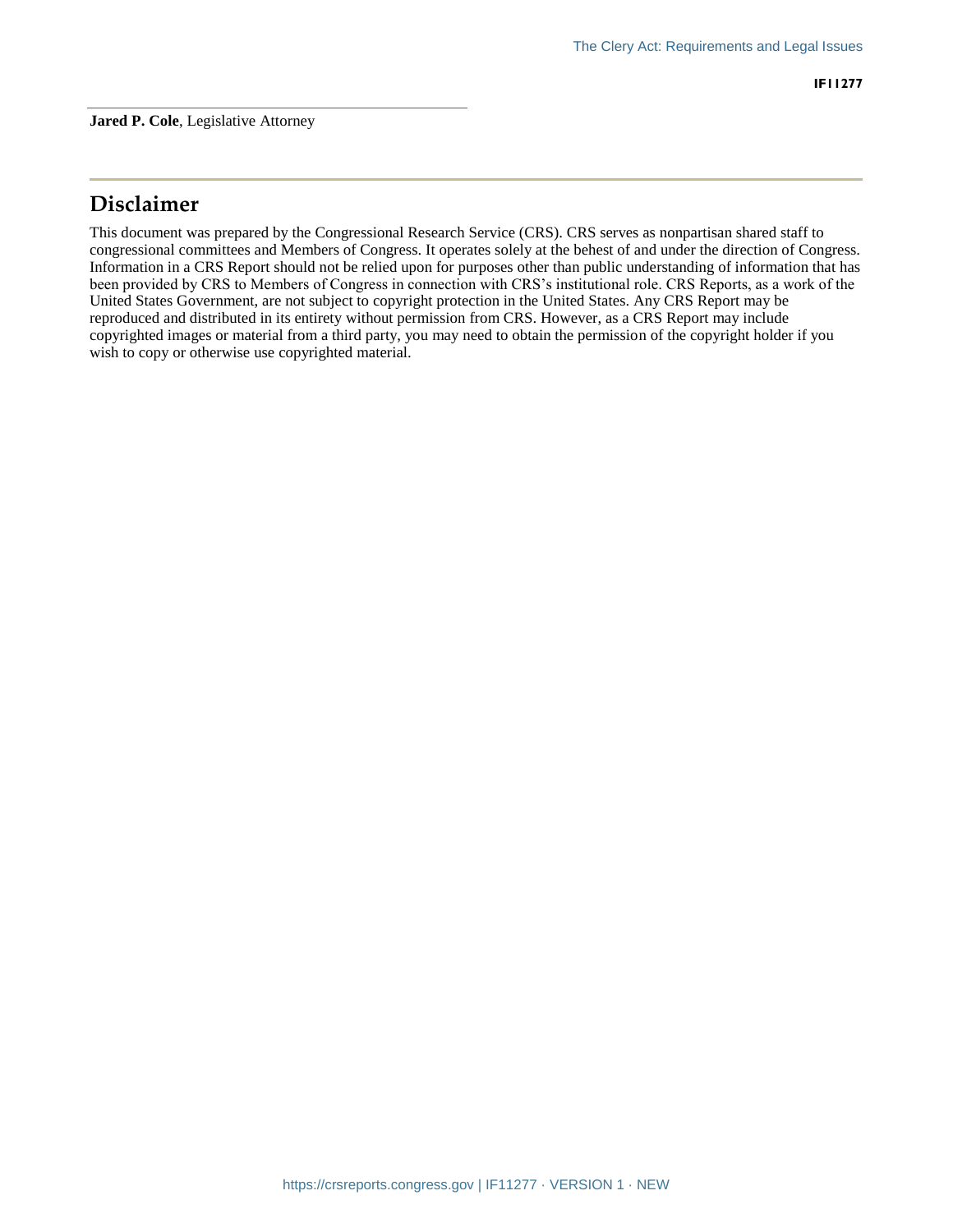**Jared P. Cole**, Legislative Attorney

## Disclaimer

This document was prepared by the Congressional Research Service (CRS). CRS serves as nonpartisan shared staff to congressional committees and Members of Congress. It operates solely at the behest of and under the direction of Congress. Information in a CRS Report should not be relied upon for purposes other than public understanding of information that has been provided by CRS to Members of Congress in connection with CRS's institutional role. CRS Reports, as a work of the United States Government, are not subject to copyright protection in the United States. Any CRS Report may be reproduced and distributed in its entirety without permission from CRS. However, as a CRS Report may include copyrighted images or material from a third party, you may need to obtain the permission of the copyright holder if you wish to copy or otherwise use copyrighted material.